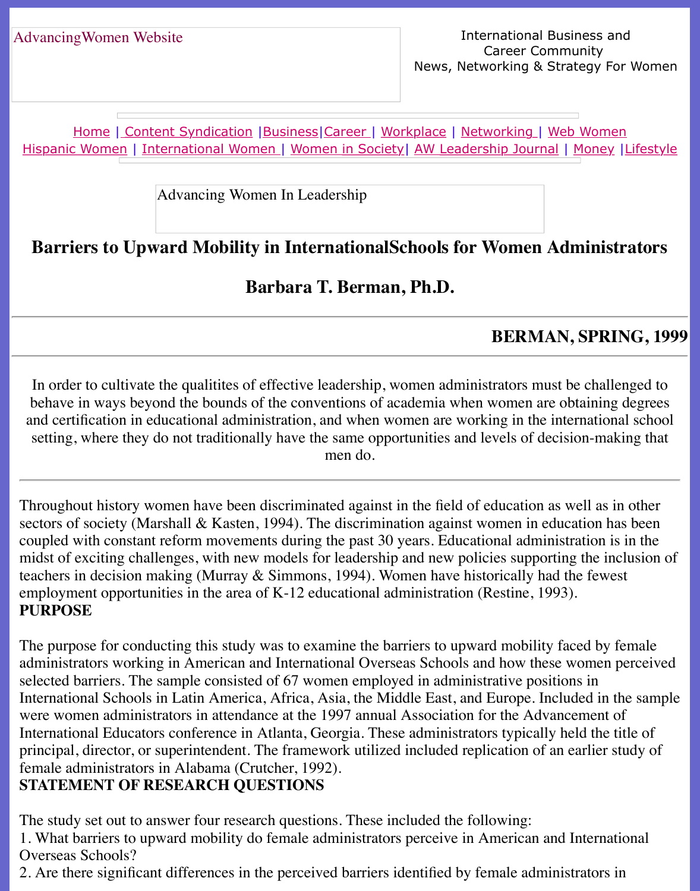AdvancingWomen Website

International Business and Career Community
News, Networking & Strategy For Women

Home | Content Syndication | Business | Career | Workplace | Networking | Web Women
Hispanic Women | International Women | Women in Society | AW Leadership Journal | Money | Lifestyle

Advancing Women In Leadership

# Barriers to Upward Mobility in InternationalSchools for Women Administrators

## Barbara T. Berman, Ph.D.

**BERMAN, SPRING, 1999**

In order to cultivate the qualitites of effective leadership, women administrators must be challenged to behave in ways beyond the bounds of the conventions of academia when women are obtaining degrees and certification in educational administration, and when women are working in the international school setting, where they do not traditionally have the same opportunities and levels of decision-making that men do.

Throughout history women have been discriminated against in the field of education as well as in other sectors of society (Marshall & Kasten, 1994). The discrimination against women in education has been coupled with constant reform movements during the past 30 years. Educational administration is in the midst of exciting challenges, with new models for leadership and new policies supporting the inclusion of teachers in decision making (Murray & Simmons, 1994). Women have historically had the fewest employment opportunities in the area of K-12 educational administration (Restine, 1993).

**PURPOSE**

The purpose for conducting this study was to examine the barriers to upward mobility faced by female administrators working in American and International Overseas Schools and how these women perceived selected barriers. The sample consisted of 67 women employed in administrative positions in International Schools in Latin America, Africa, Asia, the Middle East, and Europe. Included in the sample were women administrators in attendance at the 1997 annual Association for the Advancement of International Educators conference in Atlanta, Georgia. These administrators typically held the title of principal, director, or superintendent. The framework utilized included replication of an earlier study of female administrators in Alabama (Crutcher, 1992).

**STATEMENT OF RESEARCH QUESTIONS**

The study set out to answer four research questions. These included the following:

1. What barriers to upward mobility do female administrators perceive in American and International Overseas Schools?
2. Are there significant differences in the perceived barriers identified by female administrators in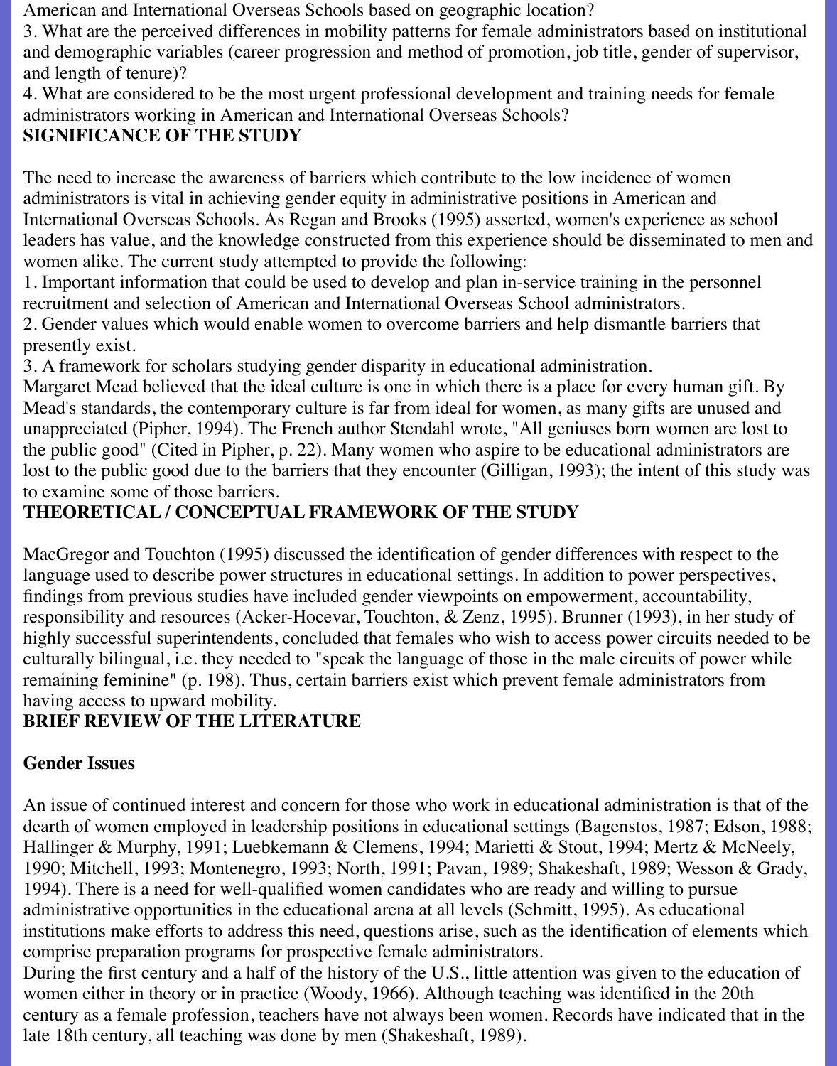American and International Overseas Schools based on geographic location?

3. What are the perceived differences in mobility patterns for female administrators based on institutional and demographic variables (career progression and method of promotion, job title, gender of supervisor, and length of tenure)?

4. What are considered to be the most urgent professional development and training needs for female administrators working in American and International Overseas Schools?

## SIGNIFICANCE OF THE STUDY

The need to increase the awareness of barriers which contribute to the low incidence of women administrators is vital in achieving gender equity in administrative positions in American and International Overseas Schools. As Regan and Brooks (1995) asserted, women's experience as school leaders has value, and the knowledge constructed from this experience should be disseminated to men and women alike. The current study attempted to provide the following:

1. Important information that could be used to develop and plan in-service training in the personnel recruitment and selection of American and International Overseas School administrators.
2. Gender values which would enable women to overcome barriers and help dismantle barriers that presently exist.
3. A framework for scholars studying gender disparity in educational administration.

Margaret Mead believed that the ideal culture is one in which there is a place for every human gift. By Mead's standards, the contemporary culture is far from ideal for women, as many gifts are unused and unappreciated (Pipher, 1994). The French author Stendahl wrote, "All geniuses born women are lost to the public good" (Cited in Pipher, p. 22). Many women who aspire to be educational administrators are lost to the public good due to the barriers that they encounter (Gilligan, 1993); the intent of this study was to examine some of those barriers.

## THEORETICAL / CONCEPTUAL FRAMEWORK OF THE STUDY

MacGregor and Touchton (1995) discussed the identification of gender differences with respect to the language used to describe power structures in educational settings. In addition to power perspectives, findings from previous studies have included gender viewpoints on empowerment, accountability, responsibility and resources (Acker-Hocevar, Touchton, & Zenz, 1995). Brunner (1993), in her study of highly successful superintendents, concluded that females who wish to access power circuits needed to be culturally bilingual, i.e. they needed to "speak the language of those in the male circuits of power while remaining feminine" (p. 198). Thus, certain barriers exist which prevent female administrators from having access to upward mobility.

## BRIEF REVIEW OF THE LITERATURE

### Gender Issues

An issue of continued interest and concern for those who work in educational administration is that of the dearth of women employed in leadership positions in educational settings (Bagenstos, 1987; Edson, 1988; Hallinger & Murphy, 1991; Luebkemann & Clemens, 1994; Marietti & Stout, 1994; Mertz & McNeely, 1990; Mitchell, 1993; Montenegro, 1993; North, 1991; Pavan, 1989; Shakeshaft, 1989; Wesson & Grady, 1994). There is a need for well-qualified women candidates who are ready and willing to pursue administrative opportunities in the educational arena at all levels (Schmitt, 1995). As educational institutions make efforts to address this need, questions arise, such as the identification of elements which comprise preparation programs for prospective female administrators.

During the first century and a half of the history of the U.S., little attention was given to the education of women either in theory or in practice (Woody, 1966). Although teaching was identified in the 20th century as a female profession, teachers have not always been women. Records have indicated that in the late 18th century, all teaching was done by men (Shakeshaft, 1989).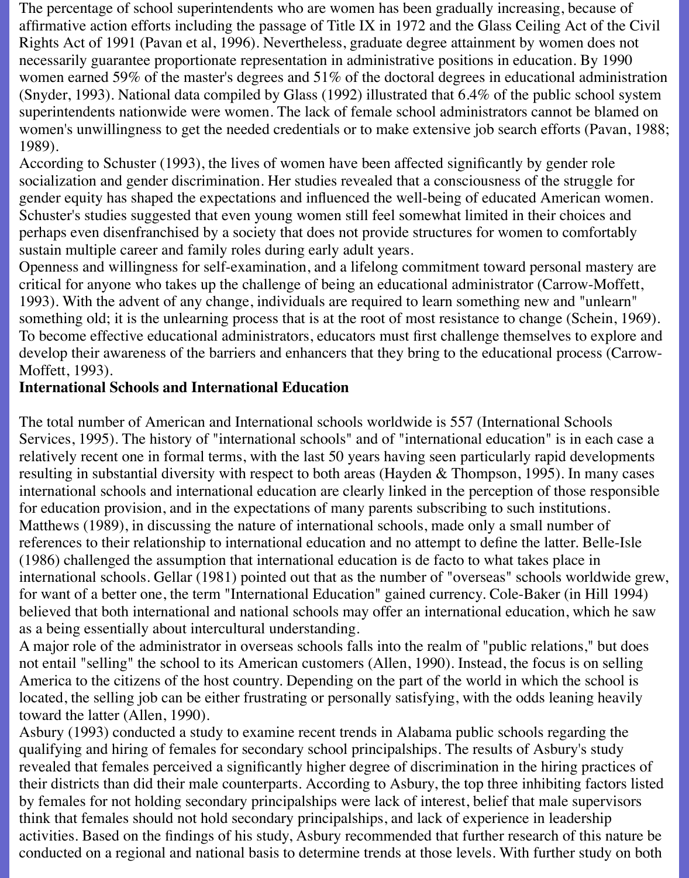The percentage of school superintendents who are women has been gradually increasing, because of affirmative action efforts including the passage of Title IX in 1972 and the Glass Ceiling Act of the Civil Rights Act of 1991 (Pavan et al, 1996). Nevertheless, graduate degree attainment by women does not necessarily guarantee proportionate representation in administrative positions in education. By 1990 women earned 59% of the master's degrees and 51% of the doctoral degrees in educational administration (Snyder, 1993). National data compiled by Glass (1992) illustrated that 6.4% of the public school system superintendents nationwide were women. The lack of female school administrators cannot be blamed on women's unwillingness to get the needed credentials or to make extensive job search efforts (Pavan, 1988; 1989).

According to Schuster (1993), the lives of women have been affected significantly by gender role socialization and gender discrimination. Her studies revealed that a consciousness of the struggle for gender equity has shaped the expectations and influenced the well-being of educated American women. Schuster's studies suggested that even young women still feel somewhat limited in their choices and perhaps even disenfranchised by a society that does not provide structures for women to comfortably sustain multiple career and family roles during early adult years.

Openness and willingness for self-examination, and a lifelong commitment toward personal mastery are critical for anyone who takes up the challenge of being an educational administrator (Carrow-Moffett, 1993). With the advent of any change, individuals are required to learn something new and "unlearn" something old; it is the unlearning process that is at the root of most resistance to change (Schein, 1969). To become effective educational administrators, educators must first challenge themselves to explore and develop their awareness of the barriers and enhancers that they bring to the educational process (Carrow-Moffett, 1993).

**International Schools and International Education**

The total number of American and International schools worldwide is 557 (International Schools Services, 1995). The history of "international schools" and of "international education" is in each case a relatively recent one in formal terms, with the last 50 years having seen particularly rapid developments resulting in substantial diversity with respect to both areas (Hayden & Thompson, 1995). In many cases international schools and international education are clearly linked in the perception of those responsible for education provision, and in the expectations of many parents subscribing to such institutions. Matthews (1989), in discussing the nature of international schools, made only a small number of references to their relationship to international education and no attempt to define the latter. Belle-Isle (1986) challenged the assumption that international education is de facto to what takes place in international schools. Gellar (1981) pointed out that as the number of "overseas" schools worldwide grew, for want of a better one, the term "International Education" gained currency. Cole-Baker (in Hill 1994) believed that both international and national schools may offer an international education, which he saw as a being essentially about intercultural understanding.

A major role of the administrator in overseas schools falls into the realm of "public relations," but does not entail "selling" the school to its American customers (Allen, 1990). Instead, the focus is on selling America to the citizens of the host country. Depending on the part of the world in which the school is located, the selling job can be either frustrating or personally satisfying, with the odds leaning heavily toward the latter (Allen, 1990).

Asbury (1993) conducted a study to examine recent trends in Alabama public schools regarding the qualifying and hiring of females for secondary school principalships. The results of Asbury's study revealed that females perceived a significantly higher degree of discrimination in the hiring practices of their districts than did their male counterparts. According to Asbury, the top three inhibiting factors listed by females for not holding secondary principalships were lack of interest, belief that male supervisors think that females should not hold secondary principalships, and lack of experience in leadership activities. Based on the findings of his study, Asbury recommended that further research of this nature be conducted on a regional and national basis to determine trends at those levels. With further study on both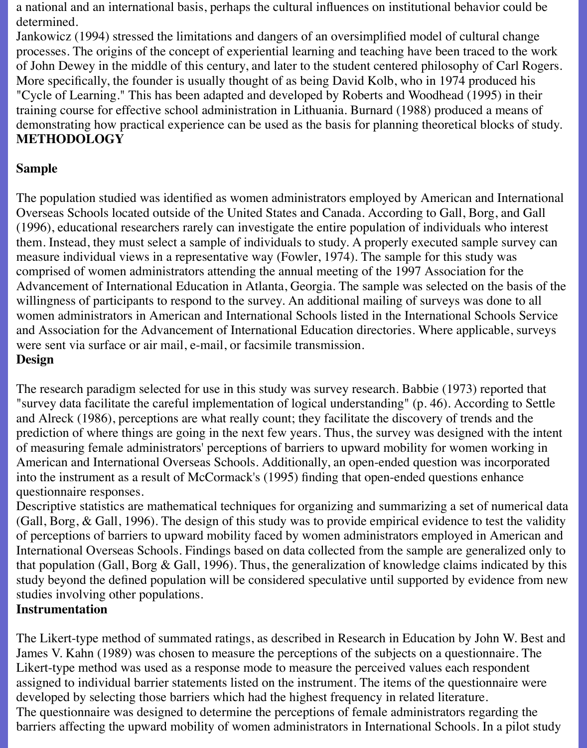a national and an international basis, perhaps the cultural influences on institutional behavior could be determined.

Jankowicz (1994) stressed the limitations and dangers of an oversimplified model of cultural change processes. The origins of the concept of experiential learning and teaching have been traced to the work of John Dewey in the middle of this century, and later to the student centered philosophy of Carl Rogers. More specifically, the founder is usually thought of as being David Kolb, who in 1974 produced his "Cycle of Learning." This has been adapted and developed by Roberts and Woodhead (1995) in their training course for effective school administration in Lithuania. Burnard (1988) produced a means of demonstrating how practical experience can be used as the basis for planning theoretical blocks of study.

## METHODOLOGY

### Sample

The population studied was identified as women administrators employed by American and International Overseas Schools located outside of the United States and Canada. According to Gall, Borg, and Gall (1996), educational researchers rarely can investigate the entire population of individuals who interest them. Instead, they must select a sample of individuals to study. A properly executed sample survey can measure individual views in a representative way (Fowler, 1974). The sample for this study was comprised of women administrators attending the annual meeting of the 1997 Association for the Advancement of International Education in Atlanta, Georgia. The sample was selected on the basis of the willingness of participants to respond to the survey. An additional mailing of surveys was done to all women administrators in American and International Schools listed in the International Schools Service and Association for the Advancement of International Education directories. Where applicable, surveys were sent via surface or air mail, e-mail, or facsimile transmission.

### Design

The research paradigm selected for use in this study was survey research. Babbie (1973) reported that "survey data facilitate the careful implementation of logical understanding" (p. 46). According to Settle and Alreck (1986), perceptions are what really count; they facilitate the discovery of trends and the prediction of where things are going in the next few years. Thus, the survey was designed with the intent of measuring female administrators' perceptions of barriers to upward mobility for women working in American and International Overseas Schools. Additionally, an open-ended question was incorporated into the instrument as a result of McCormack's (1995) finding that open-ended questions enhance questionnaire responses.

Descriptive statistics are mathematical techniques for organizing and summarizing a set of numerical data (Gall, Borg, & Gall, 1996). The design of this study was to provide empirical evidence to test the validity of perceptions of barriers to upward mobility faced by women administrators employed in American and International Overseas Schools. Findings based on data collected from the sample are generalized only to that population (Gall, Borg & Gall, 1996). Thus, the generalization of knowledge claims indicated by this study beyond the defined population will be considered speculative until supported by evidence from new studies involving other populations.

### Instrumentation

The Likert-type method of summated ratings, as described in Research in Education by John W. Best and James V. Kahn (1989) was chosen to measure the perceptions of the subjects on a questionnaire. The Likert-type method was used as a response mode to measure the perceived values each respondent assigned to individual barrier statements listed on the instrument. The items of the questionnaire were developed by selecting those barriers which had the highest frequency in related literature.

The questionnaire was designed to determine the perceptions of female administrators regarding the barriers affecting the upward mobility of women administrators in International Schools. In a pilot study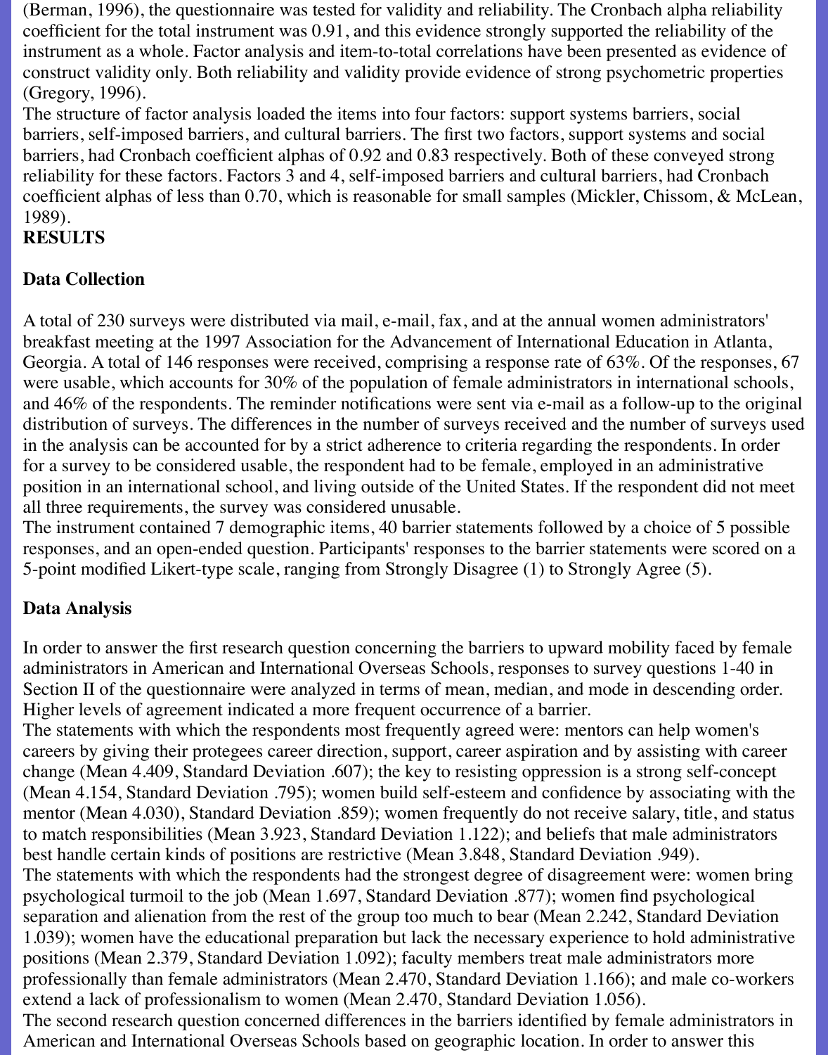(Berman, 1996), the questionnaire was tested for validity and reliability. The Cronbach alpha reliability coefficient for the total instrument was 0.91, and this evidence strongly supported the reliability of the instrument as a whole. Factor analysis and item-to-total correlations have been presented as evidence of construct validity only. Both reliability and validity provide evidence of strong psychometric properties (Gregory, 1996).

The structure of factor analysis loaded the items into four factors: support systems barriers, social barriers, self-imposed barriers, and cultural barriers. The first two factors, support systems and social barriers, had Cronbach coefficient alphas of 0.92 and 0.83 respectively. Both of these conveyed strong reliability for these factors. Factors 3 and 4, self-imposed barriers and cultural barriers, had Cronbach coefficient alphas of less than 0.70, which is reasonable for small samples (Mickler, Chissom, & McLean, 1989).

**RESULTS**

**Data Collection**

A total of 230 surveys were distributed via mail, e-mail, fax, and at the annual women administrators' breakfast meeting at the 1997 Association for the Advancement of International Education in Atlanta, Georgia. A total of 146 responses were received, comprising a response rate of 63%. Of the responses, 67 were usable, which accounts for 30% of the population of female administrators in international schools, and 46% of the respondents. The reminder notifications were sent via e-mail as a follow-up to the original distribution of surveys. The differences in the number of surveys received and the number of surveys used in the analysis can be accounted for by a strict adherence to criteria regarding the respondents. In order for a survey to be considered usable, the respondent had to be female, employed in an administrative position in an international school, and living outside of the United States. If the respondent did not meet all three requirements, the survey was considered unusable.

The instrument contained 7 demographic items, 40 barrier statements followed by a choice of 5 possible responses, and an open-ended question. Participants' responses to the barrier statements were scored on a 5-point modified Likert-type scale, ranging from Strongly Disagree (1) to Strongly Agree (5).

**Data Analysis**

In order to answer the first research question concerning the barriers to upward mobility faced by female administrators in American and International Overseas Schools, responses to survey questions 1-40 in Section II of the questionnaire were analyzed in terms of mean, median, and mode in descending order. Higher levels of agreement indicated a more frequent occurrence of a barrier.

The statements with which the respondents most frequently agreed were: mentors can help women's careers by giving their protegees career direction, support, career aspiration and by assisting with career change (Mean 4.409, Standard Deviation .607); the key to resisting oppression is a strong self-concept (Mean 4.154, Standard Deviation .795); women build self-esteem and confidence by associating with the mentor (Mean 4.030), Standard Deviation .859); women frequently do not receive salary, title, and status to match responsibilities (Mean 3.923, Standard Deviation 1.122); and beliefs that male administrators best handle certain kinds of positions are restrictive (Mean 3.848, Standard Deviation .949).

The statements with which the respondents had the strongest degree of disagreement were: women bring psychological turmoil to the job (Mean 1.697, Standard Deviation .877); women find psychological separation and alienation from the rest of the group too much to bear (Mean 2.242, Standard Deviation 1.039); women have the educational preparation but lack the necessary experience to hold administrative positions (Mean 2.379, Standard Deviation 1.092); faculty members treat male administrators more professionally than female administrators (Mean 2.470, Standard Deviation 1.166); and male co-workers extend a lack of professionalism to women (Mean 2.470, Standard Deviation 1.056).

The second research question concerned differences in the barriers identified by female administrators in American and International Overseas Schools based on geographic location. In order to answer this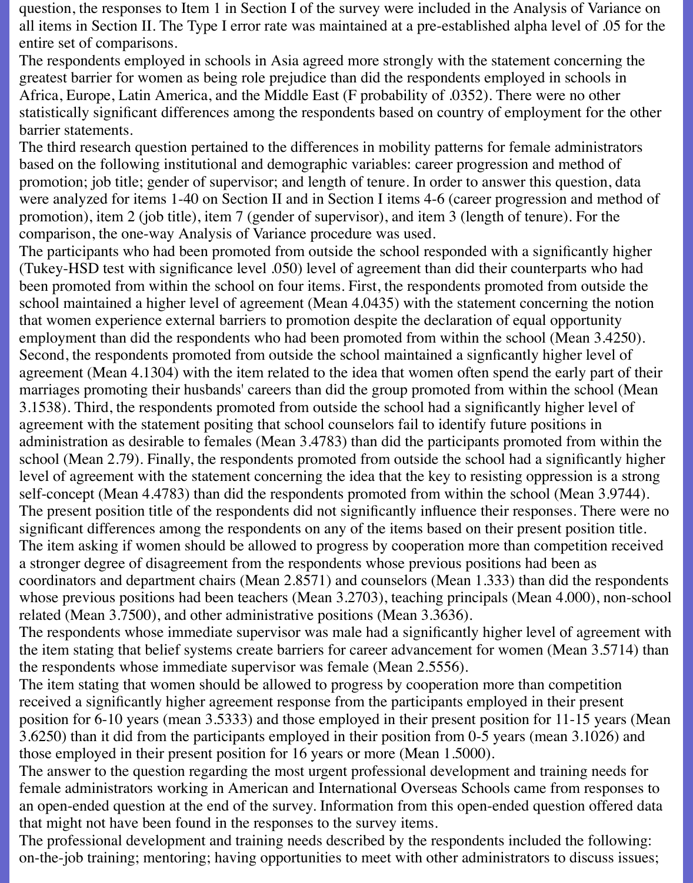question, the responses to Item 1 in Section I of the survey were included in the Analysis of Variance on all items in Section II. The Type I error rate was maintained at a pre-established alpha level of .05 for the entire set of comparisons.

The respondents employed in schools in Asia agreed more strongly with the statement concerning the greatest barrier for women as being role prejudice than did the respondents employed in schools in Africa, Europe, Latin America, and the Middle East (F probability of .0352). There were no other statistically significant differences among the respondents based on country of employment for the other barrier statements.

The third research question pertained to the differences in mobility patterns for female administrators based on the following institutional and demographic variables: career progression and method of promotion; job title; gender of supervisor; and length of tenure. In order to answer this question, data were analyzed for items 1-40 on Section II and in Section I items 4-6 (career progression and method of promotion), item 2 (job title), item 7 (gender of supervisor), and item 3 (length of tenure). For the comparison, the one-way Analysis of Variance procedure was used.

The participants who had been promoted from outside the school responded with a significantly higher (Tukey-HSD test with significance level .050) level of agreement than did their counterparts who had been promoted from within the school on four items. First, the respondents promoted from outside the school maintained a higher level of agreement (Mean 4.0435) with the statement concerning the notion that women experience external barriers to promotion despite the declaration of equal opportunity employment than did the respondents who had been promoted from within the school (Mean 3.4250). Second, the respondents promoted from outside the school maintained a signficantly higher level of agreement (Mean 4.1304) with the item related to the idea that women often spend the early part of their marriages promoting their husbands' careers than did the group promoted from within the school (Mean 3.1538). Third, the respondents promoted from outside the school had a significantly higher level of agreement with the statement positing that school counselors fail to identify future positions in administration as desirable to females (Mean 3.4783) than did the participants promoted from within the school (Mean 2.79). Finally, the respondents promoted from outside the school had a significantly higher level of agreement with the statement concerning the idea that the key to resisting oppression is a strong self-concept (Mean 4.4783) than did the respondents promoted from within the school (Mean 3.9744).

The present position title of the respondents did not significantly influence their responses. There were no significant differences among the respondents on any of the items based on their present position title.

The item asking if women should be allowed to progress by cooperation more than competition received a stronger degree of disagreement from the respondents whose previous positions had been as coordinators and department chairs (Mean 2.8571) and counselors (Mean 1.333) than did the respondents whose previous positions had been teachers (Mean 3.2703), teaching principals (Mean 4.000), non-school related (Mean 3.7500), and other administrative positions (Mean 3.3636).

The respondents whose immediate supervisor was male had a significantly higher level of agreement with the item stating that belief systems create barriers for career advancement for women (Mean 3.5714) than the respondents whose immediate supervisor was female (Mean 2.5556).

The item stating that women should be allowed to progress by cooperation more than competition received a significantly higher agreement response from the participants employed in their present position for 6-10 years (mean 3.5333) and those employed in their present position for 11-15 years (Mean 3.6250) than it did from the participants employed in their position from 0-5 years (mean 3.1026) and those employed in their present position for 16 years or more (Mean 1.5000).

The answer to the question regarding the most urgent professional development and training needs for female administrators working in American and International Overseas Schools came from responses to an open-ended question at the end of the survey. Information from this open-ended question offered data that might not have been found in the responses to the survey items.

The professional development and training needs described by the respondents included the following: on-the-job training; mentoring; having opportunities to meet with other administrators to discuss issues;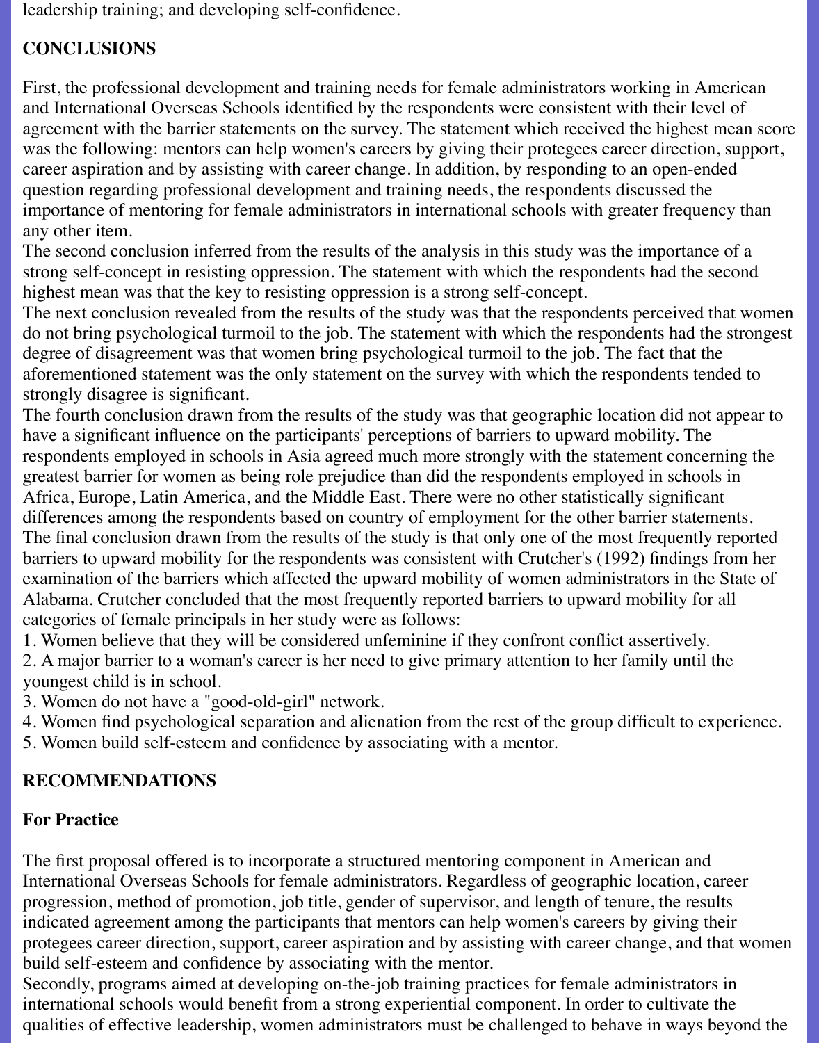leadership training; and developing self-confidence.

## CONCLUSIONS

First, the professional development and training needs for female administrators working in American and International Overseas Schools identified by the respondents were consistent with their level of agreement with the barrier statements on the survey. The statement which received the highest mean score was the following: mentors can help women's careers by giving their protegees career direction, support, career aspiration and by assisting with career change. In addition, by responding to an open-ended question regarding professional development and training needs, the respondents discussed the importance of mentoring for female administrators in international schools with greater frequency than any other item.

The second conclusion inferred from the results of the analysis in this study was the importance of a strong self-concept in resisting oppression. The statement with which the respondents had the second highest mean was that the key to resisting oppression is a strong self-concept.

The next conclusion revealed from the results of the study was that the respondents perceived that women do not bring psychological turmoil to the job. The statement with which the respondents had the strongest degree of disagreement was that women bring psychological turmoil to the job. The fact that the aforementioned statement was the only statement on the survey with which the respondents tended to strongly disagree is significant.

The fourth conclusion drawn from the results of the study was that geographic location did not appear to have a significant influence on the participants' perceptions of barriers to upward mobility. The respondents employed in schools in Asia agreed much more strongly with the statement concerning the greatest barrier for women as being role prejudice than did the respondents employed in schools in Africa, Europe, Latin America, and the Middle East. There were no other statistically significant differences among the respondents based on country of employment for the other barrier statements.

The final conclusion drawn from the results of the study is that only one of the most frequently reported barriers to upward mobility for the respondents was consistent with Crutcher's (1992) findings from her examination of the barriers which affected the upward mobility of women administrators in the State of Alabama. Crutcher concluded that the most frequently reported barriers to upward mobility for all categories of female principals in her study were as follows:

1. Women believe that they will be considered unfeminine if they confront conflict assertively.
2. A major barrier to a woman's career is her need to give primary attention to her family until the youngest child is in school.
3. Women do not have a "good-old-girl" network.
4. Women find psychological separation and alienation from the rest of the group difficult to experience.
5. Women build self-esteem and confidence by associating with a mentor.

## RECOMMENDATIONS

### For Practice

The first proposal offered is to incorporate a structured mentoring component in American and International Overseas Schools for female administrators. Regardless of geographic location, career progression, method of promotion, job title, gender of supervisor, and length of tenure, the results indicated agreement among the participants that mentors can help women's careers by giving their protegees career direction, support, career aspiration and by assisting with career change, and that women build self-esteem and confidence by associating with the mentor.

Secondly, programs aimed at developing on-the-job training practices for female administrators in international schools would benefit from a strong experiential component. In order to cultivate the qualities of effective leadership, women administrators must be challenged to behave in ways beyond the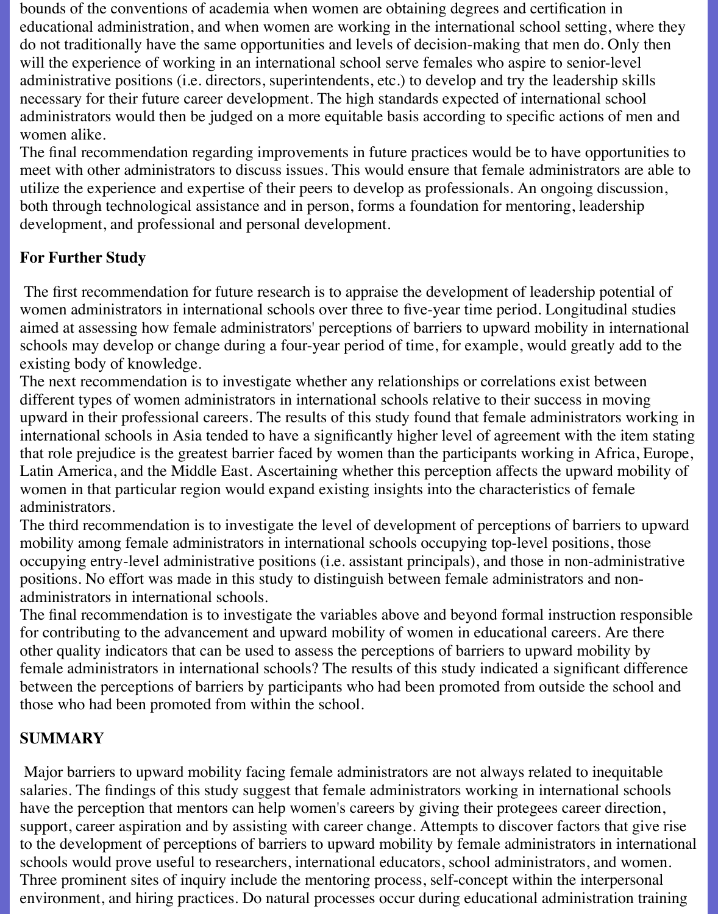bounds of the conventions of academia when women are obtaining degrees and certification in educational administration, and when women are working in the international school setting, where they do not traditionally have the same opportunities and levels of decision-making that men do. Only then will the experience of working in an international school serve females who aspire to senior-level administrative positions (i.e. directors, superintendents, etc.) to develop and try the leadership skills necessary for their future career development. The high standards expected of international school administrators would then be judged on a more equitable basis according to specific actions of men and women alike.

The final recommendation regarding improvements in future practices would be to have opportunities to meet with other administrators to discuss issues. This would ensure that female administrators are able to utilize the experience and expertise of their peers to develop as professionals. An ongoing discussion, both through technological assistance and in person, forms a foundation for mentoring, leadership development, and professional and personal development.

**For Further Study**

The first recommendation for future research is to appraise the development of leadership potential of women administrators in international schools over three to five-year time period. Longitudinal studies aimed at assessing how female administrators' perceptions of barriers to upward mobility in international schools may develop or change during a four-year period of time, for example, would greatly add to the existing body of knowledge.

The next recommendation is to investigate whether any relationships or correlations exist between different types of women administrators in international schools relative to their success in moving upward in their professional careers. The results of this study found that female administrators working in international schools in Asia tended to have a significantly higher level of agreement with the item stating that role prejudice is the greatest barrier faced by women than the participants working in Africa, Europe, Latin America, and the Middle East. Ascertaining whether this perception affects the upward mobility of women in that particular region would expand existing insights into the characteristics of female administrators.

The third recommendation is to investigate the level of development of perceptions of barriers to upward mobility among female administrators in international schools occupying top-level positions, those occupying entry-level administrative positions (i.e. assistant principals), and those in non-administrative positions. No effort was made in this study to distinguish between female administrators and non-administrators in international schools.

The final recommendation is to investigate the variables above and beyond formal instruction responsible for contributing to the advancement and upward mobility of women in educational careers. Are there other quality indicators that can be used to assess the perceptions of barriers to upward mobility by female administrators in international schools? The results of this study indicated a significant difference between the perceptions of barriers by participants who had been promoted from outside the school and those who had been promoted from within the school.

**SUMMARY**

Major barriers to upward mobility facing female administrators are not always related to inequitable salaries. The findings of this study suggest that female administrators working in international schools have the perception that mentors can help women's careers by giving their protegees career direction, support, career aspiration and by assisting with career change. Attempts to discover factors that give rise to the development of perceptions of barriers to upward mobility by female administrators in international schools would prove useful to researchers, international educators, school administrators, and women. Three prominent sites of inquiry include the mentoring process, self-concept within the interpersonal environment, and hiring practices. Do natural processes occur during educational administration training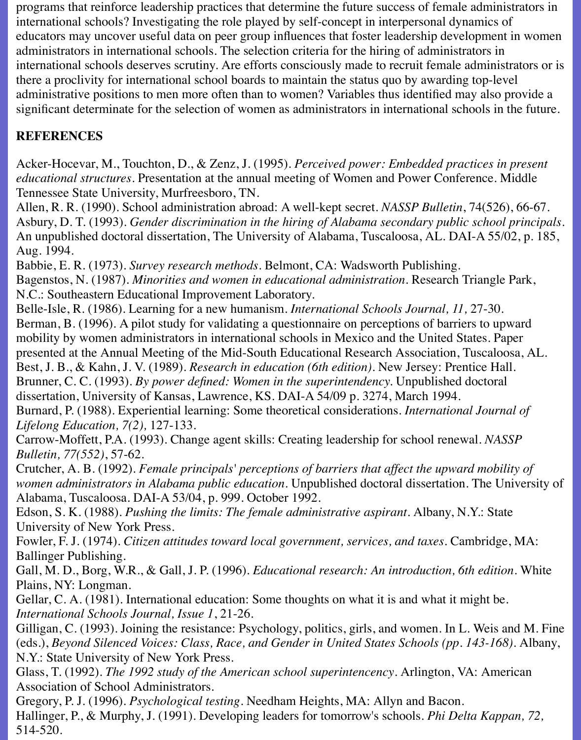programs that reinforce leadership practices that determine the future success of female administrators in international schools? Investigating the role played by self-concept in interpersonal dynamics of educators may uncover useful data on peer group influences that foster leadership development in women administrators in international schools. The selection criteria for the hiring of administrators in international schools deserves scrutiny. Are efforts consciously made to recruit female administrators or is there a proclivity for international school boards to maintain the status quo by awarding top-level administrative positions to men more often than to women? Variables thus identified may also provide a significant determinate for the selection of women as administrators in international schools in the future.

## REFERENCES

Acker-Hocevar, M., Touchton, D., & Zenz, J. (1995). *Perceived power: Embedded practices in present educational structures*. Presentation at the annual meeting of Women and Power Conference. Middle Tennessee State University, Murfreesboro, TN.

Allen, R. R. (1990). School administration abroad: A well-kept secret. *NASSP Bulletin*, 74(526), 66-67.

Asbury, D. T. (1993). *Gender discrimination in the hiring of Alabama secondary public school principals*. An unpublished doctoral dissertation, The University of Alabama, Tuscaloosa, AL. DAI-A 55/02, p. 185, Aug. 1994.

Babbie, E. R. (1973). *Survey research methods*. Belmont, CA: Wadsworth Publishing.

Bagenstos, N. (1987). *Minorities and women in educational administration*. Research Triangle Park, N.C.: Southeastern Educational Improvement Laboratory.

Belle-Isle, R. (1986). Learning for a new humanism. *International Schools Journal, 11,* 27-30.

Berman, B. (1996). A pilot study for validating a questionnaire on perceptions of barriers to upward mobility by women administrators in international schools in Mexico and the United States. Paper presented at the Annual Meeting of the Mid-South Educational Research Association, Tuscaloosa, AL.

Best, J. B., & Kahn, J. V. (1989). *Research in education (6th edition)*. New Jersey: Prentice Hall.

Brunner, C. C. (1993). *By power defined: Women in the superintendency*. Unpublished doctoral dissertation, University of Kansas, Lawrence, KS. DAI-A 54/09 p. 3274, March 1994.

Burnard, P. (1988). Experiential learning: Some theoretical considerations. *International Journal of Lifelong Education, 7(2),* 127-133.

Carrow-Moffett, P.A. (1993). Change agent skills: Creating leadership for school renewal. *NASSP Bulletin, 77(552)*, 57-62.

Crutcher, A. B. (1992). *Female principals' perceptions of barriers that affect the upward mobility of women administrators in Alabama public education*. Unpublished doctoral dissertation. The University of Alabama, Tuscaloosa. DAI-A 53/04, p. 999. October 1992.

Edson, S. K. (1988). *Pushing the limits: The female administrative aspirant*. Albany, N.Y.: State University of New York Press.

Fowler, F. J. (1974). *Citizen attitudes toward local government, services, and taxes*. Cambridge, MA: Ballinger Publishing.

Gall, M. D., Borg, W.R., & Gall, J. P. (1996). *Educational research: An introduction, 6th edition*. White Plains, NY: Longman.

Gellar, C. A. (1981). International education: Some thoughts on what it is and what it might be. *International Schools Journal, Issue 1*, 21-26.

Gilligan, C. (1993). Joining the resistance: Psychology, politics, girls, and women. In L. Weis and M. Fine (eds.), *Beyond Silenced Voices: Class, Race, and Gender in United States Schools (pp. 143-168)*. Albany, N.Y.: State University of New York Press.

Glass, T. (1992). *The 1992 study of the American school superintencency*. Arlington, VA: American Association of School Administrators.

Gregory, P. J. (1996). *Psychological testing*. Needham Heights, MA: Allyn and Bacon.

Hallinger, P., & Murphy, J. (1991). Developing leaders for tomorrow's schools. *Phi Delta Kappan, 72,* 514-520.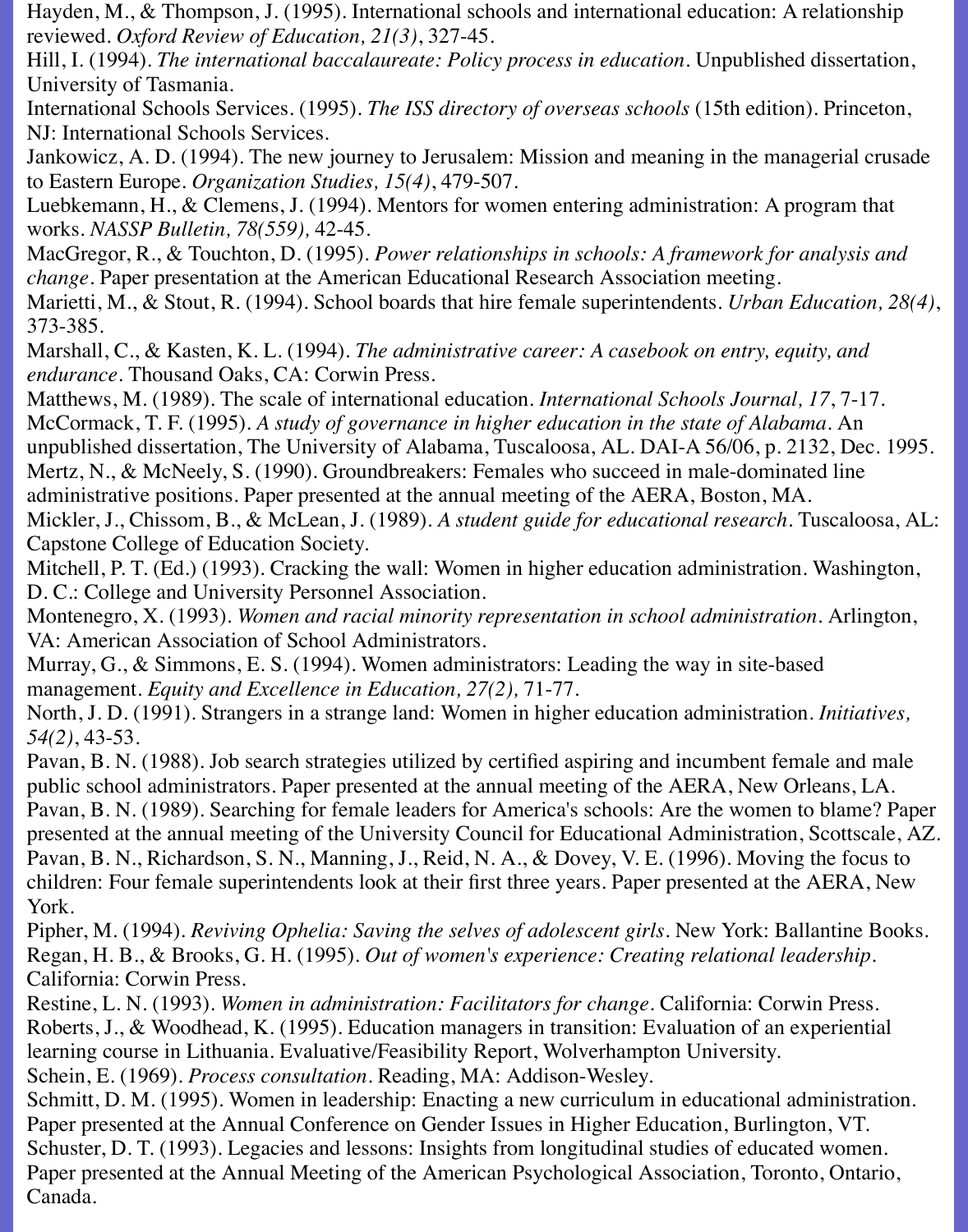Hayden, M., & Thompson, J. (1995). International schools and international education: A relationship reviewed. *Oxford Review of Education, 21(3)*, 327-45.

Hill, I. (1994). *The international baccalaureate: Policy process in education*. Unpublished dissertation, University of Tasmania.

International Schools Services. (1995). *The ISS directory of overseas schools* (15th edition). Princeton, NJ: International Schools Services.

Jankowicz, A. D. (1994). The new journey to Jerusalem: Mission and meaning in the managerial crusade to Eastern Europe. *Organization Studies, 15(4)*, 479-507.

Luebkemann, H., & Clemens, J. (1994). Mentors for women entering administration: A program that works. *NASSP Bulletin, 78(559),* 42-45.

MacGregor, R., & Touchton, D. (1995). *Power relationships in schools: A framework for analysis and change*. Paper presentation at the American Educational Research Association meeting.

Marietti, M., & Stout, R. (1994). School boards that hire female superintendents. *Urban Education, 28(4)*, 373-385.

Marshall, C., & Kasten, K. L. (1994). *The administrative career: A casebook on entry, equity, and endurance*. Thousand Oaks, CA: Corwin Press.

Matthews, M. (1989). The scale of international education. *International Schools Journal, 17*, 7-17.

McCormack, T. F. (1995). *A study of governance in higher education in the state of Alabama*. An unpublished dissertation, The University of Alabama, Tuscaloosa, AL. DAI-A 56/06, p. 2132, Dec. 1995.

Mertz, N., & McNeely, S. (1990). Groundbreakers: Females who succeed in male-dominated line administrative positions. Paper presented at the annual meeting of the AERA, Boston, MA.

Mickler, J., Chissom, B., & McLean, J. (1989). *A student guide for educational research*. Tuscaloosa, AL: Capstone College of Education Society.

Mitchell, P. T. (Ed.) (1993). Cracking the wall: Women in higher education administration. Washington, D. C.: College and University Personnel Association.

Montenegro, X. (1993). *Women and racial minority representation in school administration*. Arlington, VA: American Association of School Administrators.

Murray, G., & Simmons, E. S. (1994). Women administrators: Leading the way in site-based management. *Equity and Excellence in Education, 27(2),* 71-77.

North, J. D. (1991). Strangers in a strange land: Women in higher education administration. *Initiatives, 54(2)*, 43-53.

Pavan, B. N. (1988). Job search strategies utilized by certified aspiring and incumbent female and male public school administrators. Paper presented at the annual meeting of the AERA, New Orleans, LA.

Pavan, B. N. (1989). Searching for female leaders for America's schools: Are the women to blame? Paper presented at the annual meeting of the University Council for Educational Administration, Scottscale, AZ.

Pavan, B. N., Richardson, S. N., Manning, J., Reid, N. A., & Dovey, V. E. (1996). Moving the focus to children: Four female superintendents look at their first three years. Paper presented at the AERA, New York.

Pipher, M. (1994). *Reviving Ophelia: Saving the selves of adolescent girls*. New York: Ballantine Books.

Regan, H. B., & Brooks, G. H. (1995). *Out of women's experience: Creating relational leadership*. California: Corwin Press.

Restine, L. N. (1993). *Women in administration: Facilitators for change*. California: Corwin Press.

Roberts, J., & Woodhead, K. (1995). Education managers in transition: Evaluation of an experiential learning course in Lithuania. Evaluative/Feasibility Report, Wolverhampton University.

Schein, E. (1969). *Process consultation*. Reading, MA: Addison-Wesley.

Schmitt, D. M. (1995). Women in leadership: Enacting a new curriculum in educational administration. Paper presented at the Annual Conference on Gender Issues in Higher Education, Burlington, VT.

Schuster, D. T. (1993). Legacies and lessons: Insights from longitudinal studies of educated women. Paper presented at the Annual Meeting of the American Psychological Association, Toronto, Ontario, Canada.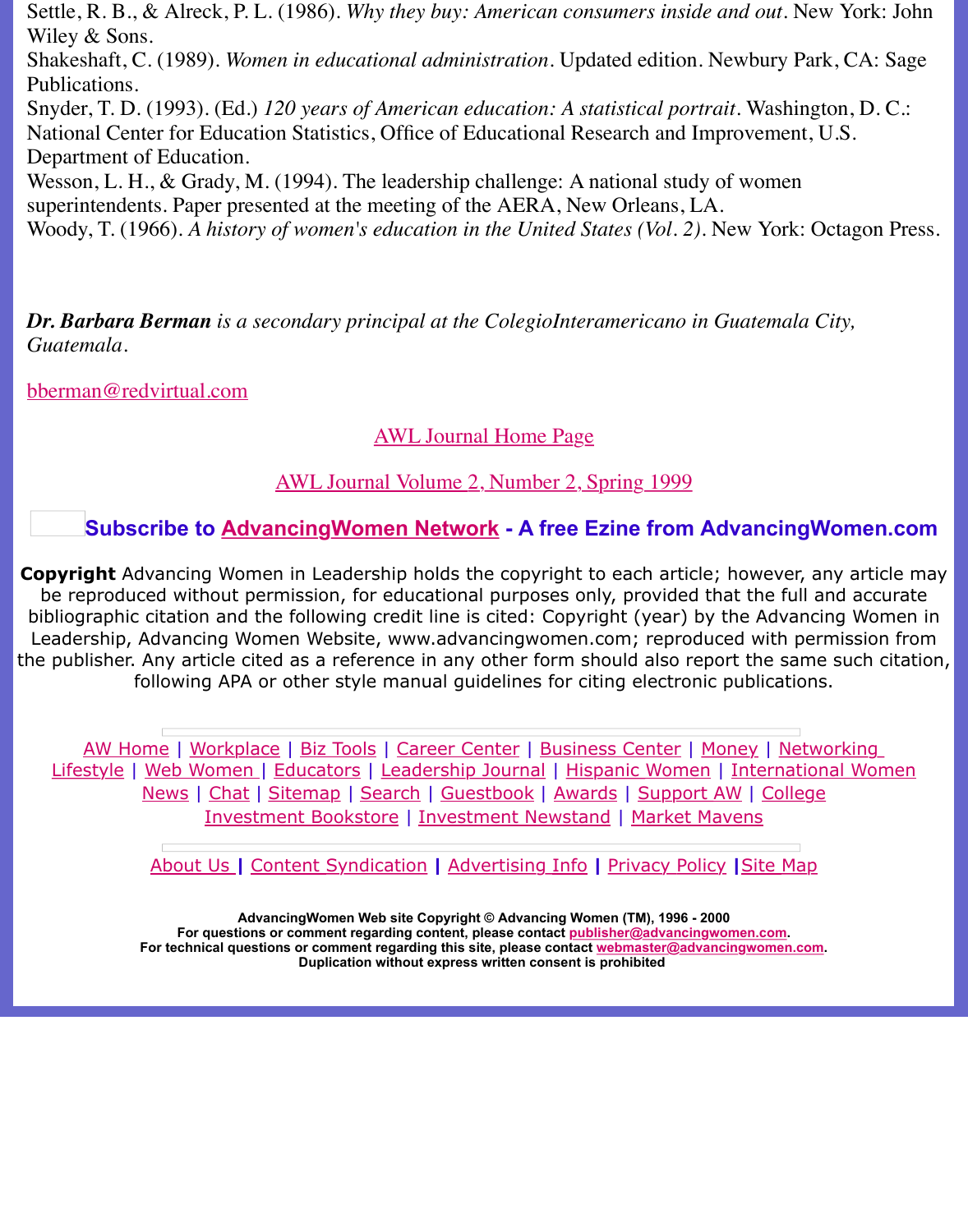Settle, R. B., & Alreck, P. L. (1986). *Why they buy: American consumers inside and out*. New York: John Wiley & Sons.

Shakeshaft, C. (1989). *Women in educational administration*. Updated edition. Newbury Park, CA: Sage Publications.

Snyder, T. D. (1993). (Ed.) *120 years of American education: A statistical portrait*. Washington, D. C.: National Center for Education Statistics, Office of Educational Research and Improvement, U.S. Department of Education.

Wesson, L. H., & Grady, M. (1994). The leadership challenge: A national study of women superintendents. Paper presented at the meeting of the AERA, New Orleans, LA.

Woody, T. (1966). *A history of women's education in the United States (Vol. 2)*. New York: Octagon Press.

***Dr. Barbara Berman*** *is a secondary principal at the ColegioInteramericano in Guatemala City, Guatemala.*

bberman@redvirtual.com

AWL Journal Home Page

AWL Journal Volume 2, Number 2, Spring 1999

**Subscribe to AdvancingWomen Network - A free Ezine from AdvancingWomen.com**

**Copyright** Advancing Women in Leadership holds the copyright to each article; however, any article may be reproduced without permission, for educational purposes only, provided that the full and accurate bibliographic citation and the following credit line is cited: Copyright (year) by the Advancing Women in Leadership, Advancing Women Website, www.advancingwomen.com; reproduced with permission from the publisher. Any article cited as a reference in any other form should also report the same such citation, following APA or other style manual guidelines for citing electronic publications.

AW Home | Workplace | Biz Tools | Career Center | Business Center | Money | Networking Lifestyle | Web Women | Educators | Leadership Journal | Hispanic Women | International Women News | Chat | Sitemap | Search | Guestbook | Awards | Support AW | College Investment Bookstore | Investment Newstand | Market Mavens

About Us | Content Syndication | Advertising Info | Privacy Policy | Site Map

**AdvancingWomen Web site Copyright © Advancing Women (TM), 1996 - 2000**
**For questions or comment regarding content, please contact publisher@advancingwomen.com.**
**For technical questions or comment regarding this site, please contact webmaster@advancingwomen.com.**
**Duplication without express written consent is prohibited**